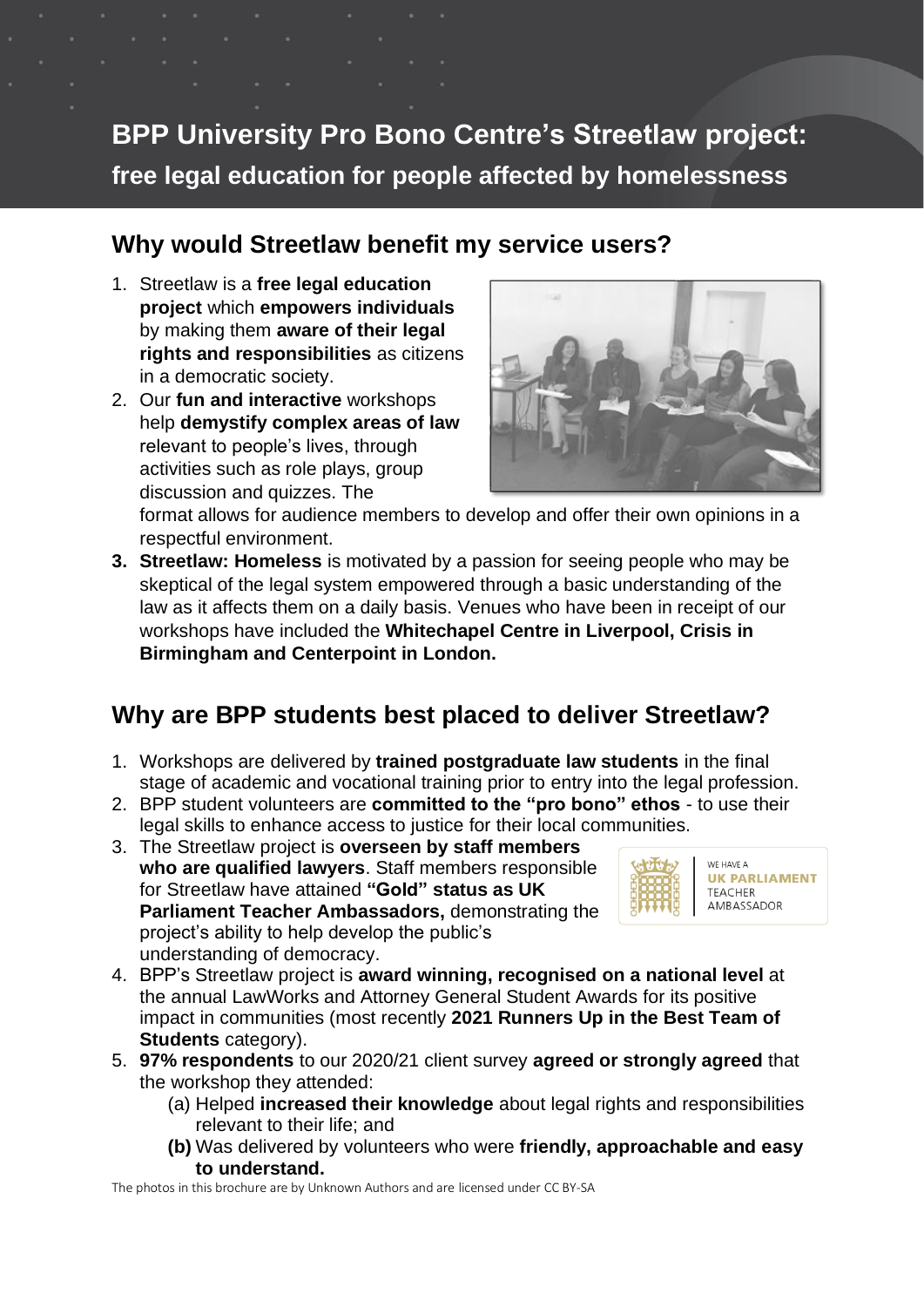# BPP University Pro Bono Centre's Streetlaw project:

## free legal education for people affected by homelessness

## Why would Streetlaw benefit my service users?

1. Streetlaw is a **free legal education project** which **empowers individuals** by making them **aware of their legal rights and responsibilities** as citizens in a democratic society.
2. Our **fun and interactive** workshops help **demystify complex areas of law** relevant to people's lives, through activities such as role plays, group discussion and quizzes. The format allows for audience members to develop and offer their own opinions in a respectful environment.
3. **Streetlaw: Homeless** is motivated by a passion for seeing people who may be skeptical of the legal system empowered through a basic understanding of the law as it affects them on a daily basis. Venues who have been in receipt of our workshops have included the **Whitechapel Centre in Liverpool, Crisis in Birmingham and Centerpoint in London.**

## Why are BPP students best placed to deliver Streetlaw?

1. Workshops are delivered by **trained postgraduate law students** in the final stage of academic and vocational training prior to entry into the legal profession.
2. BPP student volunteers are **committed to the "pro bono" ethos** - to use their legal skills to enhance access to justice for their local communities.
3. The Streetlaw project is **overseen by staff members who are qualified lawyers**. Staff members responsible for Streetlaw have attained **"Gold" status as UK Parliament Teacher Ambassadors,** demonstrating the project's ability to help develop the public's understanding of democracy.
4. BPP's Streetlaw project is **award winning, recognised on a national level** at the annual LawWorks and Attorney General Student Awards for its positive impact in communities (most recently **2021 Runners Up in the Best Team of Students** category).
5. **97% respondents** to our 2020/21 client survey **agreed or strongly agreed** that the workshop they attended:
   (a) Helped **increased their knowledge** about legal rights and responsibilities relevant to their life; and
   **(b)** Was delivered by volunteers who were **friendly, approachable and easy to understand.**

WE HAVE A **UK PARLIAMENT** TEACHER AMBASSADOR

The photos in this brochure are by Unknown Authors and are licensed under CC BY-SA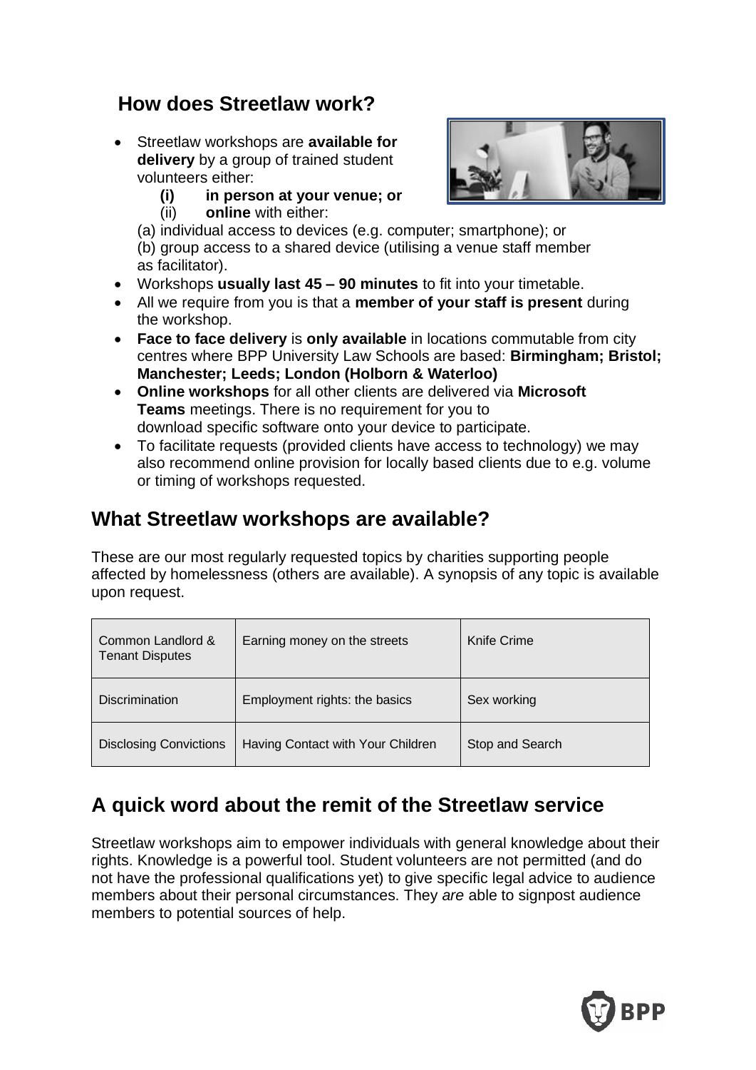## How does Streetlaw work?

- Streetlaw workshops are **available for delivery** by a group of trained student volunteers either:
  - **(i) in person at your venue; or**
  - (ii) **online** with either:

    (a) individual access to devices (e.g. computer; smartphone); or

    (b) group access to a shared device (utilising a venue staff member as facilitator).
- Workshops **usually last 45 – 90 minutes** to fit into your timetable.
- All we require from you is that a **member of your staff is present** during the workshop.
- **Face to face delivery** is **only available** in locations commutable from city centres where BPP University Law Schools are based: **Birmingham; Bristol; Manchester; Leeds; London (Holborn & Waterloo)**
- **Online workshops** for all other clients are delivered via **Microsoft Teams** meetings. There is no requirement for you to download specific software onto your device to participate.
- To facilitate requests (provided clients have access to technology) we may also recommend online provision for locally based clients due to e.g. volume or timing of workshops requested.

## What Streetlaw workshops are available?

These are our most regularly requested topics by charities supporting people affected by homelessness (others are available). A synopsis of any topic is available upon request.

| | | |
|---|---|---|
| Common Landlord & Tenant Disputes | Earning money on the streets | Knife Crime |
| Discrimination | Employment rights: the basics | Sex working |
| Disclosing Convictions | Having Contact with Your Children | Stop and Search |

## A quick word about the remit of the Streetlaw service

Streetlaw workshops aim to empower individuals with general knowledge about their rights. Knowledge is a powerful tool. Student volunteers are not permitted (and do not have the professional qualifications yet) to give specific legal advice to audience members about their personal circumstances. They *are* able to signpost audience members to potential sources of help.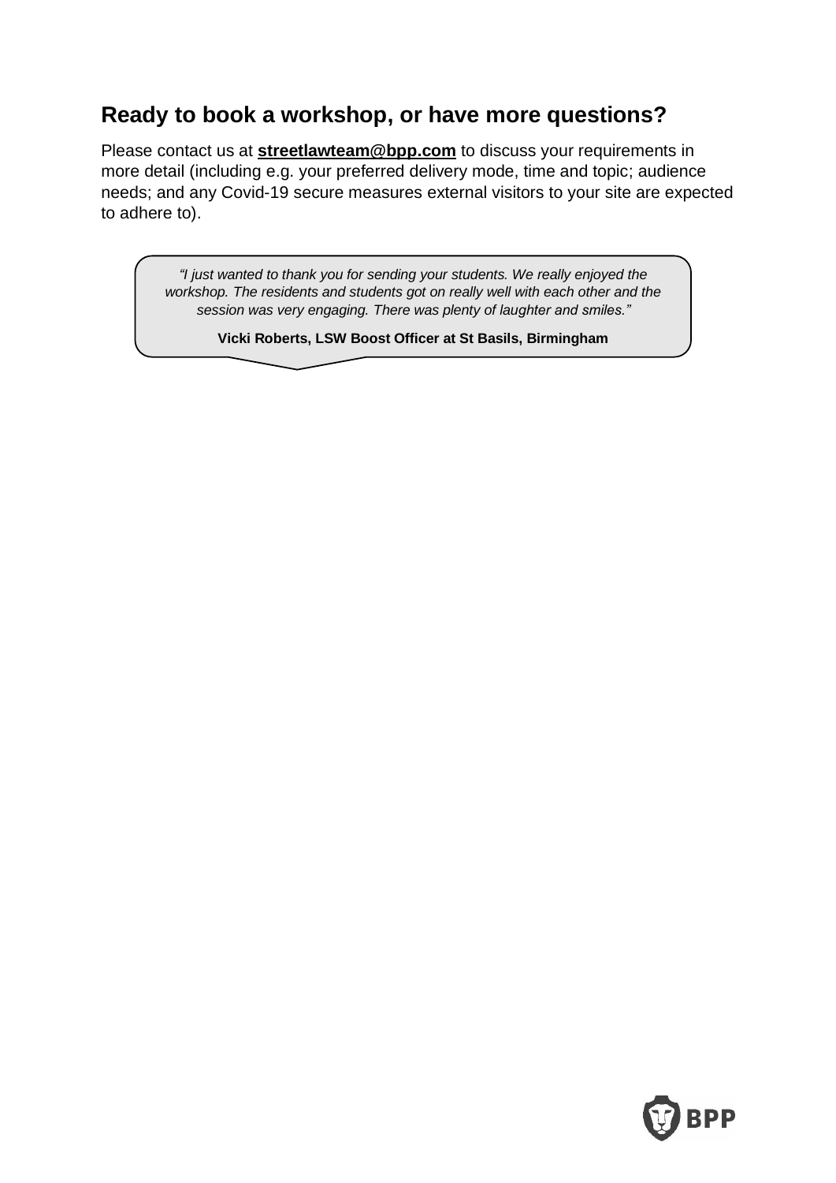## Ready to book a workshop, or have more questions?

Please contact us at **streetlawteam@bpp.com** to discuss your requirements in more detail (including e.g. your preferred delivery mode, time and topic; audience needs; and any Covid-19 secure measures external visitors to your site are expected to adhere to).

> *"I just wanted to thank you for sending your students. We really enjoyed the workshop. The residents and students got on really well with each other and the session was very engaging. There was plenty of laughter and smiles."*
>
> **Vicki Roberts, LSW Boost Officer at St Basils, Birmingham**

BPP